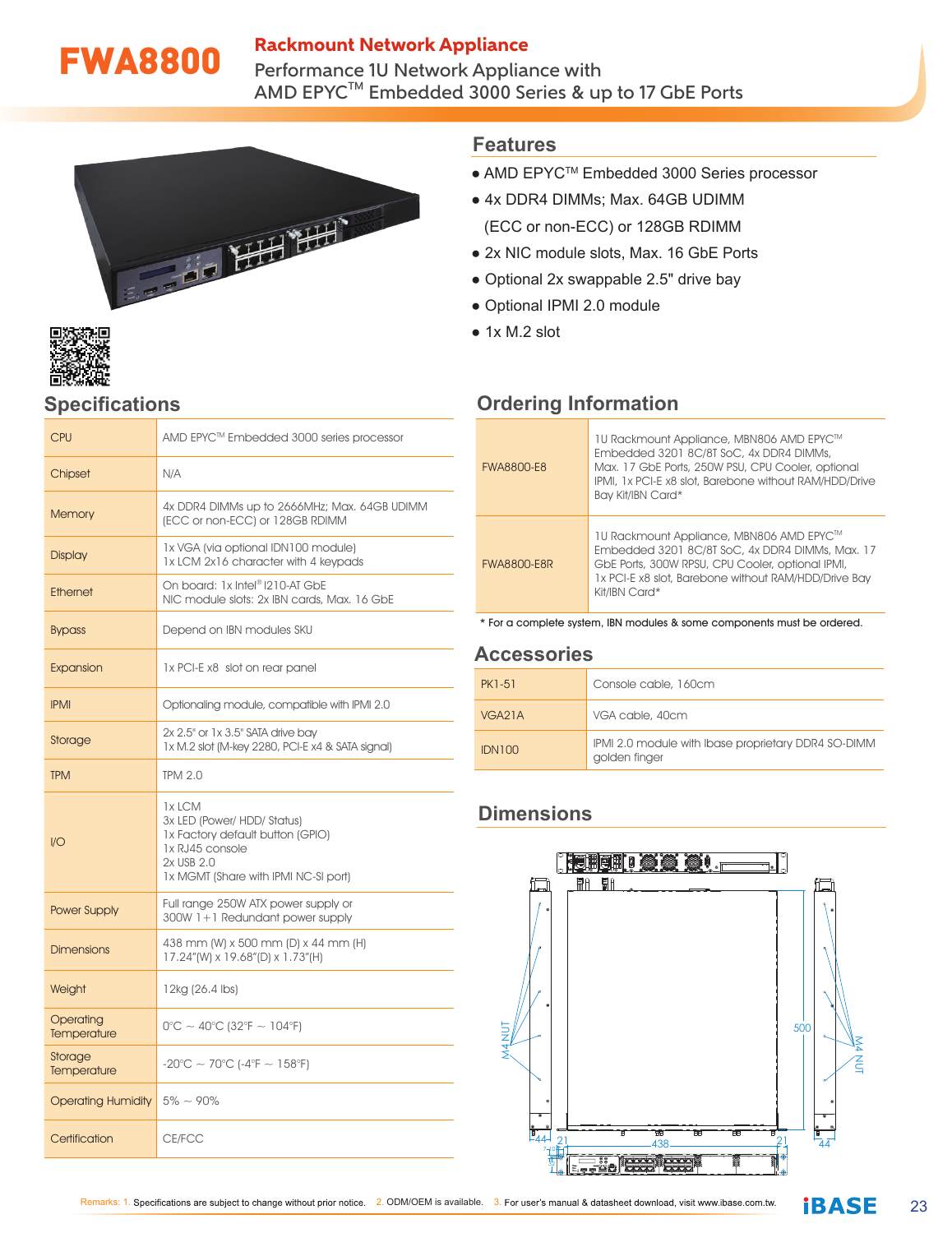# FWA8800

## Rackmount Network Appliance

Performance 1U Network Appliance with AMD EPYC™ Embedded 3000 Series & up to 17 GbE Ports

## Features

- AMD EPYC™ Embedded 3000 Series processor
- 4x DDR4 DIMMs; Max. 64GB UDIMM (ECC or non-ECC) or 128GB RDIMM
- 2x NIC module slots, Max. 16 GbE Ports
- Optional 2x swappable 2.5" drive bay
- Optional IPMI 2.0 module
- 1x M.2 slot

## Specifications

| | |
|---|---|
| CPU | AMD EPYC™ Embedded 3000 series processor |
| Chipset | N/A |
| Memory | 4x DDR4 DIMMs up to 2666MHz; Max. 64GB UDIMM (ECC or non-ECC) or 128GB RDIMM |
| Display | 1x VGA (via optional IDN100 module)<br>1x LCM 2x16 character with 4 keypads |
| Ethernet | On board: 1x Intel® I210-AT GbE<br>NIC module slots: 2x IBN cards, Max. 16 GbE |
| Bypass | Depend on IBN modules SKU |
| Expansion | 1x PCI-E x8 slot on rear panel |
| IPMI | Optionaling module, compatible with IPMI 2.0 |
| Storage | 2x 2.5" or 1x 3.5" SATA drive bay<br>1x M.2 slot (M-key 2280, PCI-E x4 & SATA signal) |
| TPM | TPM 2.0 |
| I/O | 1x LCM<br>3x LED (Power/ HDD/ Status)<br>1x Factory default button (GPIO)<br>1x RJ45 console<br>2x USB 2.0<br>1x MGMT (Share with IPMI NC-SI port) |
| Power Supply | Full range 250W ATX power supply or 300W 1+1 Redundant power supply |
| Dimensions | 438 mm (W) x 500 mm (D) x 44 mm (H)<br>17.24"(W) x 19.68"(D) x 1.73"(H) |
| Weight | 12kg (26.4 lbs) |
| Operating Temperature | 0°C ~ 40°C (32°F ~ 104°F) |
| Storage Temperature | -20°C ~ 70°C (-4°F ~ 158°F) |
| Operating Humidity | 5% ~ 90% |
| Certification | CE/FCC |

## Ordering Information

| | |
|---|---|
| FWA8800-E8 | 1U Rackmount Appliance, MBN806 AMD EPYC™ Embedded 3201 8C/8T SoC, 4x DDR4 DIMMs, Max. 17 GbE Ports, 250W PSU, CPU Cooler, optional IPMI, 1x PCI-E x8 slot, Barebone without RAM/HDD/Drive Bay Kit/IBN Card* |
| FWA8800-E8R | 1U Rackmount Appliance, MBN806 AMD EPYC™ Embedded 3201 8C/8T SoC, 4x DDR4 DIMMs, Max. 17 GbE Ports, 300W RPSU, CPU Cooler, optional IPMI, 1x PCI-E x8 slot, Barebone without RAM/HDD/Drive Bay Kit/IBN Card* |

* For a complete system, IBN modules & some components must be ordered.

## Accessories

| | |
|---|---|
| PK1-51 | Console cable, 160cm |
| VGA21A | VGA cable, 40cm |
| IDN100 | IPMI 2.0 module with Ibase proprietary DDR4 SO-DIMM golden finger |

## Dimensions

Remarks: 1. Specifications are subject to change without prior notice. 2. ODM/OEM is available. 3. For user's manual & datasheet download, visit www.ibase.com.tw.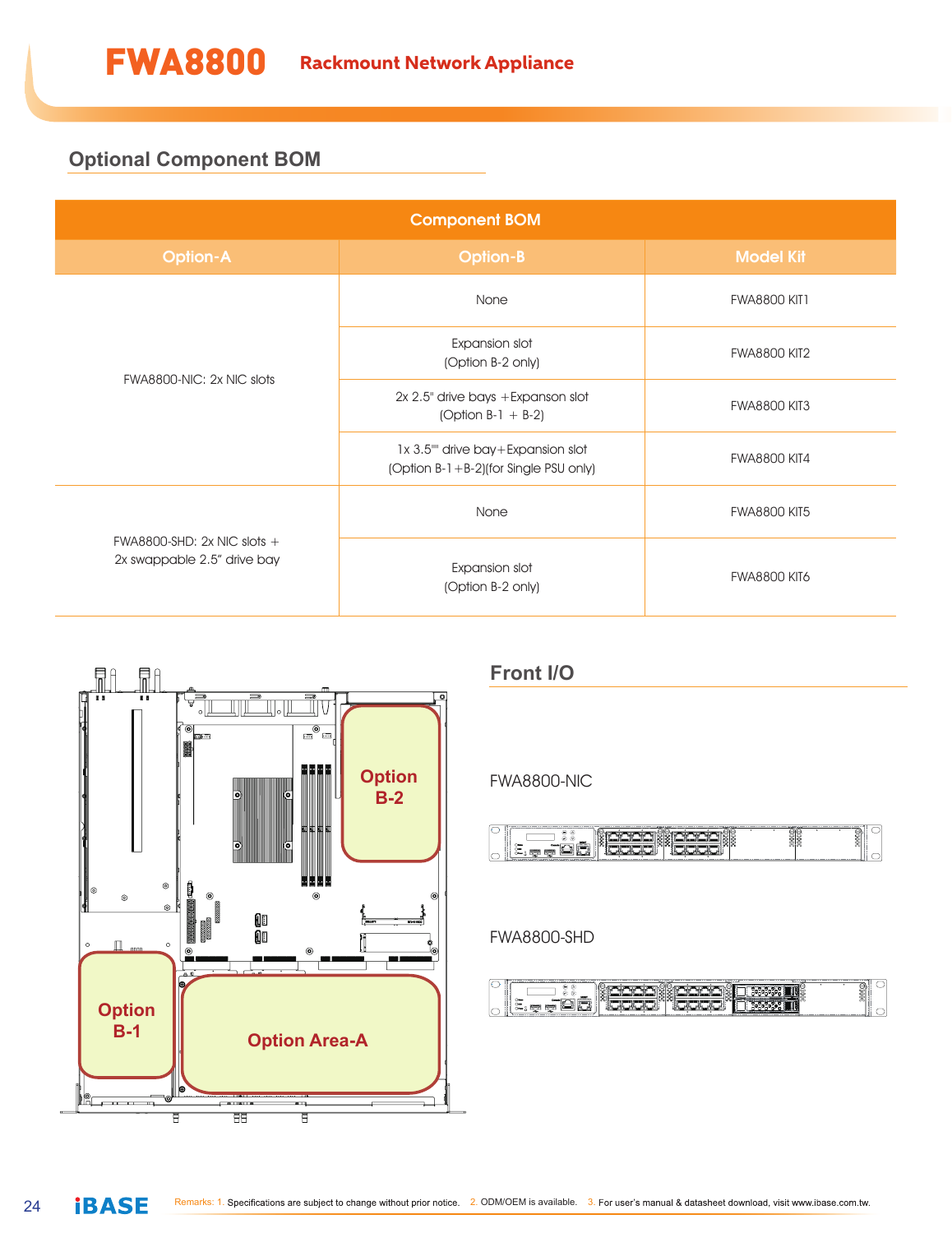## Optional Component BOM

| Component BOM | | |
|---|---|---|
| **Option-A** | **Option-B** | **Model Kit** |
| FWA8800-NIC: 2x NIC slots | None | FWA8800 KIT1 |
| | Expansion slot (Option B-2 only) | FWA8800 KIT2 |
| | 2x 2.5" drive bays +Expanson slot (Option B-1 + B-2) | FWA8800 KIT3 |
| | 1x 3.5"" drive bay+Expansion slot (Option B-1+B-2)(for Single PSU only) | FWA8800 KIT4 |
| FWA8800-SHD: 2x NIC slots + 2x swappable 2.5" drive bay | None | FWA8800 KIT5 |
| | Expansion slot (Option B-2 only) | FWA8800 KIT6 |

Option B-2

Option B-1

Option Area-A

## Front I/O

FWA8800-NIC

FWA8800-SHD

Remarks: 1. Specifications are subject to change without prior notice. 2. ODM/OEM is available. 3. For user's manual & datasheet download, visit www.ibase.com.tw.